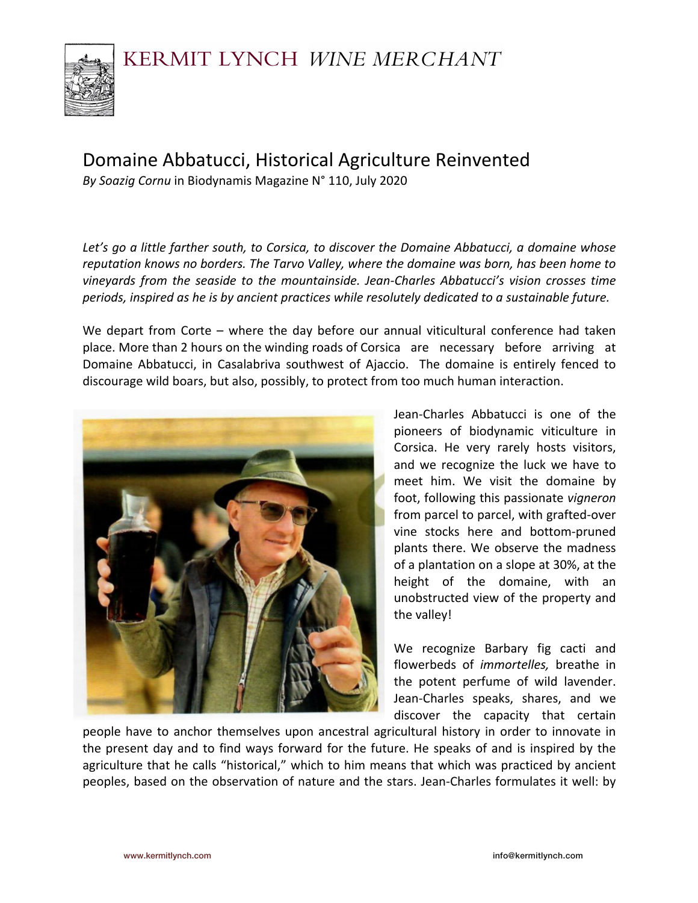# Domaine Abbatucci, Historical Agriculture Reinvented

*By Soazig Cornu* in Biodynamis Magazine N° 110, July 2020

*Let's go a little farther south, to Corsica, to discover the Domaine Abbatucci, a domaine whose reputation knows no borders. The Tarvo Valley, where the domaine was born, has been home to vineyards from the seaside to the mountainside. Jean-Charles Abbatucci's vision crosses time periods, inspired as he is by ancient practices while resolutely dedicated to a sustainable future.*

We depart from Corte – where the day before our annual viticultural conference had taken place. More than 2 hours on the winding roads of Corsica are necessary before arriving at Domaine Abbatucci, in Casalabriva southwest of Ajaccio. The domaine is entirely fenced to discourage wild boars, but also, possibly, to protect from too much human interaction.

Jean-Charles Abbatucci is one of the pioneers of biodynamic viticulture in Corsica. He very rarely hosts visitors, and we recognize the luck we have to meet him. We visit the domaine by foot, following this passionate *vigneron* from parcel to parcel, with grafted-over vine stocks here and bottom-pruned plants there. We observe the madness of a plantation on a slope at 30%, at the height of the domaine, with an unobstructed view of the property and the valley!

We recognize Barbary fig cacti and flowerbeds of *immortelles,* breathe in the potent perfume of wild lavender. Jean-Charles speaks, shares, and we discover the capacity that certain people have to anchor themselves upon ancestral agricultural history in order to innovate in the present day and to find ways forward for the future. He speaks of and is inspired by the agriculture that he calls "historical," which to him means that which was practiced by ancient peoples, based on the observation of nature and the stars. Jean-Charles formulates it well: by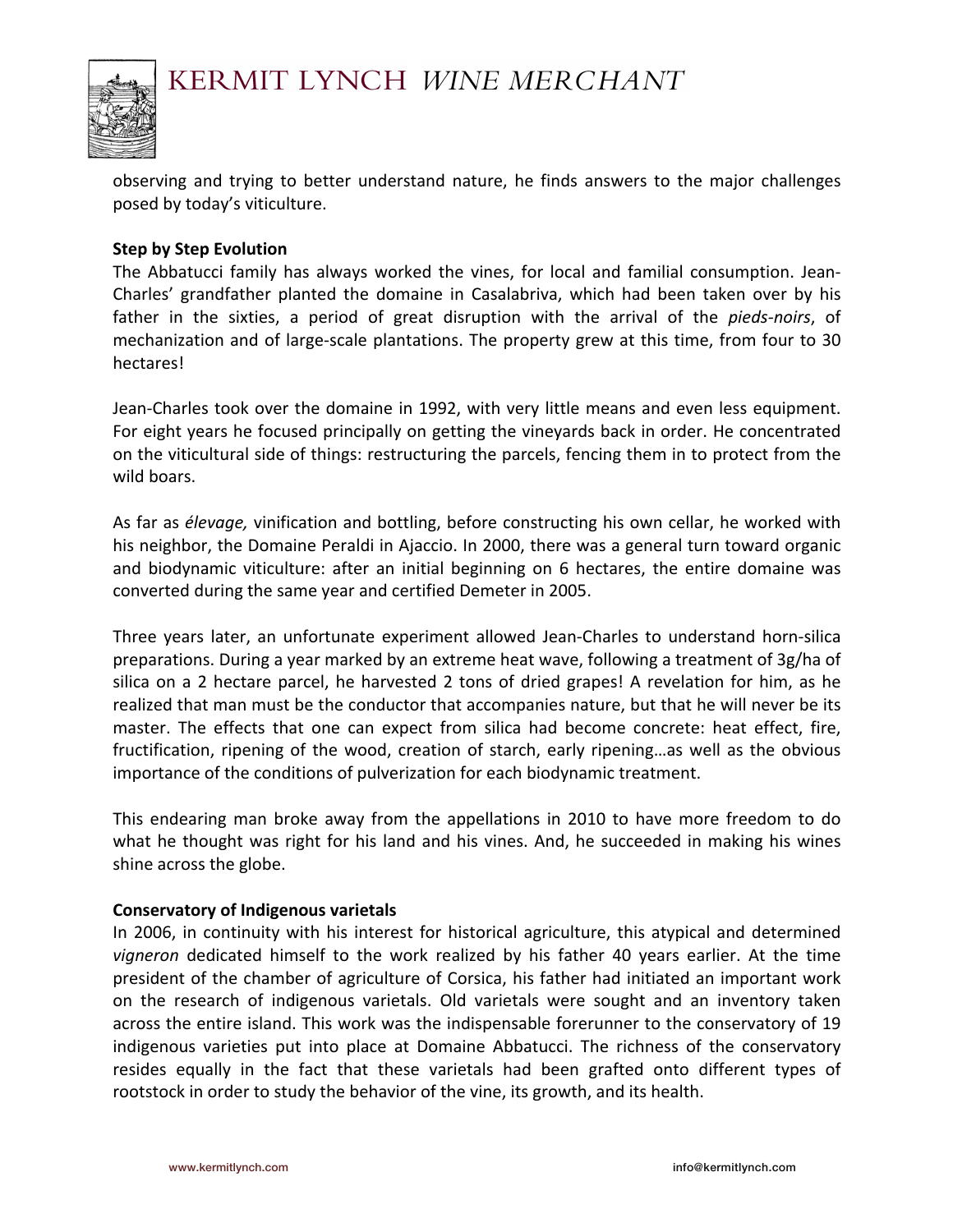observing and trying to better understand nature, he finds answers to the major challenges posed by today's viticulture.

**Step by Step Evolution**

The Abbatucci family has always worked the vines, for local and familial consumption. Jean-Charles' grandfather planted the domaine in Casalabriva, which had been taken over by his father in the sixties, a period of great disruption with the arrival of the *pieds-noirs*, of mechanization and of large-scale plantations. The property grew at this time, from four to 30 hectares!

Jean-Charles took over the domaine in 1992, with very little means and even less equipment. For eight years he focused principally on getting the vineyards back in order. He concentrated on the viticultural side of things: restructuring the parcels, fencing them in to protect from the wild boars.

As far as *élevage,* vinification and bottling, before constructing his own cellar, he worked with his neighbor, the Domaine Peraldi in Ajaccio. In 2000, there was a general turn toward organic and biodynamic viticulture: after an initial beginning on 6 hectares, the entire domaine was converted during the same year and certified Demeter in 2005.

Three years later, an unfortunate experiment allowed Jean-Charles to understand horn-silica preparations. During a year marked by an extreme heat wave, following a treatment of 3g/ha of silica on a 2 hectare parcel, he harvested 2 tons of dried grapes! A revelation for him, as he realized that man must be the conductor that accompanies nature, but that he will never be its master. The effects that one can expect from silica had become concrete: heat effect, fire, fructification, ripening of the wood, creation of starch, early ripening…as well as the obvious importance of the conditions of pulverization for each biodynamic treatment.

This endearing man broke away from the appellations in 2010 to have more freedom to do what he thought was right for his land and his vines. And, he succeeded in making his wines shine across the globe.

**Conservatory of Indigenous varietals**

In 2006, in continuity with his interest for historical agriculture, this atypical and determined *vigneron* dedicated himself to the work realized by his father 40 years earlier. At the time president of the chamber of agriculture of Corsica, his father had initiated an important work on the research of indigenous varietals. Old varietals were sought and an inventory taken across the entire island. This work was the indispensable forerunner to the conservatory of 19 indigenous varieties put into place at Domaine Abbatucci. The richness of the conservatory resides equally in the fact that these varietals had been grafted onto different types of rootstock in order to study the behavior of the vine, its growth, and its health.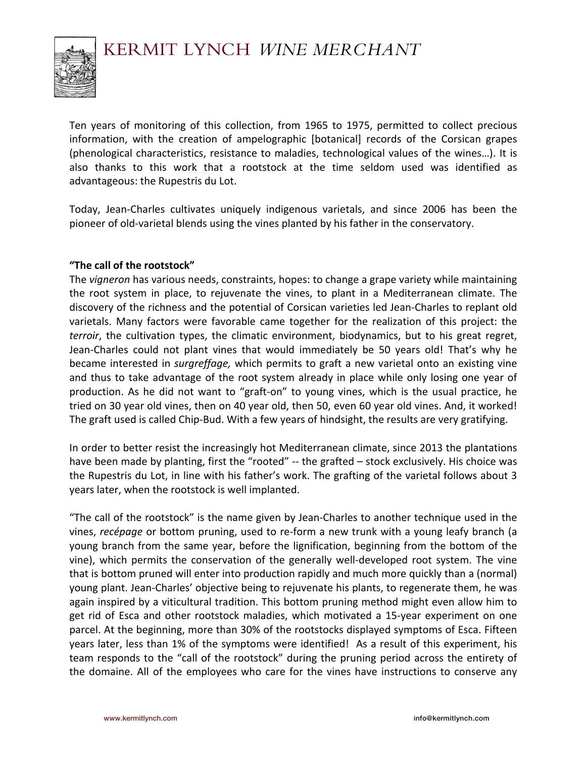Ten years of monitoring of this collection, from 1965 to 1975, permitted to collect precious information, with the creation of ampelographic [botanical] records of the Corsican grapes (phenological characteristics, resistance to maladies, technological values of the wines…). It is also thanks to this work that a rootstock at the time seldom used was identified as advantageous: the Rupestris du Lot.

Today, Jean-Charles cultivates uniquely indigenous varietals, and since 2006 has been the pioneer of old-varietal blends using the vines planted by his father in the conservatory.

**"The call of the rootstock"**

The *vigneron* has various needs, constraints, hopes: to change a grape variety while maintaining the root system in place, to rejuvenate the vines, to plant in a Mediterranean climate. The discovery of the richness and the potential of Corsican varieties led Jean-Charles to replant old varietals. Many factors were favorable came together for the realization of this project: the *terroir*, the cultivation types, the climatic environment, biodynamics, but to his great regret, Jean-Charles could not plant vines that would immediately be 50 years old! That's why he became interested in *surgreffage,* which permits to graft a new varietal onto an existing vine and thus to take advantage of the root system already in place while only losing one year of production. As he did not want to "graft-on" to young vines, which is the usual practice, he tried on 30 year old vines, then on 40 year old, then 50, even 60 year old vines. And, it worked! The graft used is called Chip-Bud. With a few years of hindsight, the results are very gratifying.

In order to better resist the increasingly hot Mediterranean climate, since 2013 the plantations have been made by planting, first the "rooted" -- the grafted – stock exclusively. His choice was the Rupestris du Lot, in line with his father's work. The grafting of the varietal follows about 3 years later, when the rootstock is well implanted.

"The call of the rootstock" is the name given by Jean-Charles to another technique used in the vines, *recépage* or bottom pruning, used to re-form a new trunk with a young leafy branch (a young branch from the same year, before the lignification, beginning from the bottom of the vine), which permits the conservation of the generally well-developed root system. The vine that is bottom pruned will enter into production rapidly and much more quickly than a (normal) young plant. Jean-Charles' objective being to rejuvenate his plants, to regenerate them, he was again inspired by a viticultural tradition. This bottom pruning method might even allow him to get rid of Esca and other rootstock maladies, which motivated a 15-year experiment on one parcel. At the beginning, more than 30% of the rootstocks displayed symptoms of Esca. Fifteen years later, less than 1% of the symptoms were identified! As a result of this experiment, his team responds to the "call of the rootstock" during the pruning period across the entirety of the domaine. All of the employees who care for the vines have instructions to conserve any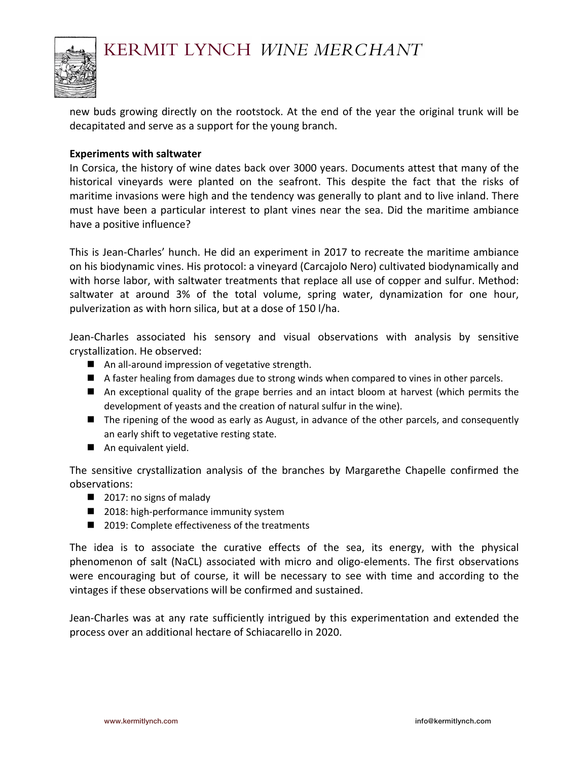new buds growing directly on the rootstock. At the end of the year the original trunk will be decapitated and serve as a support for the young branch.

**Experiments with saltwater**

In Corsica, the history of wine dates back over 3000 years. Documents attest that many of the historical vineyards were planted on the seafront. This despite the fact that the risks of maritime invasions were high and the tendency was generally to plant and to live inland. There must have been a particular interest to plant vines near the sea. Did the maritime ambiance have a positive influence?

This is Jean-Charles' hunch. He did an experiment in 2017 to recreate the maritime ambiance on his biodynamic vines. His protocol: a vineyard (Carcajolo Nero) cultivated biodynamically and with horse labor, with saltwater treatments that replace all use of copper and sulfur. Method: saltwater at around 3% of the total volume, spring water, dynamization for one hour, pulverization as with horn silica, but at a dose of 150 l/ha.

Jean-Charles associated his sensory and visual observations with analysis by sensitive crystallization. He observed:

- An all-around impression of vegetative strength.
- A faster healing from damages due to strong winds when compared to vines in other parcels.
- An exceptional quality of the grape berries and an intact bloom at harvest (which permits the development of yeasts and the creation of natural sulfur in the wine).
- The ripening of the wood as early as August, in advance of the other parcels, and consequently an early shift to vegetative resting state.
- An equivalent yield.

The sensitive crystallization analysis of the branches by Margarethe Chapelle confirmed the observations:

- 2017: no signs of malady
- 2018: high-performance immunity system
- 2019: Complete effectiveness of the treatments

The idea is to associate the curative effects of the sea, its energy, with the physical phenomenon of salt (NaCL) associated with micro and oligo-elements. The first observations were encouraging but of course, it will be necessary to see with time and according to the vintages if these observations will be confirmed and sustained.

Jean-Charles was at any rate sufficiently intrigued by this experimentation and extended the process over an additional hectare of Schiacarello in 2020.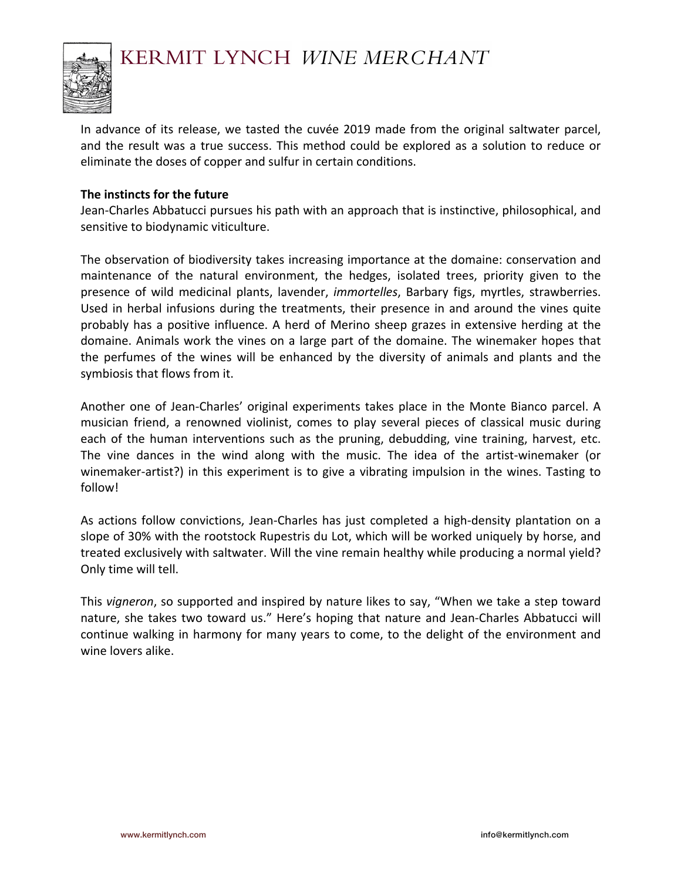In advance of its release, we tasted the cuvée 2019 made from the original saltwater parcel, and the result was a true success. This method could be explored as a solution to reduce or eliminate the doses of copper and sulfur in certain conditions.

**The instincts for the future**

Jean-Charles Abbatucci pursues his path with an approach that is instinctive, philosophical, and sensitive to biodynamic viticulture.

The observation of biodiversity takes increasing importance at the domaine: conservation and maintenance of the natural environment, the hedges, isolated trees, priority given to the presence of wild medicinal plants, lavender, *immortelles*, Barbary figs, myrtles, strawberries. Used in herbal infusions during the treatments, their presence in and around the vines quite probably has a positive influence. A herd of Merino sheep grazes in extensive herding at the domaine. Animals work the vines on a large part of the domaine. The winemaker hopes that the perfumes of the wines will be enhanced by the diversity of animals and plants and the symbiosis that flows from it.

Another one of Jean-Charles' original experiments takes place in the Monte Bianco parcel. A musician friend, a renowned violinist, comes to play several pieces of classical music during each of the human interventions such as the pruning, debudding, vine training, harvest, etc. The vine dances in the wind along with the music. The idea of the artist-winemaker (or winemaker-artist?) in this experiment is to give a vibrating impulsion in the wines. Tasting to follow!

As actions follow convictions, Jean-Charles has just completed a high-density plantation on a slope of 30% with the rootstock Rupestris du Lot, which will be worked uniquely by horse, and treated exclusively with saltwater. Will the vine remain healthy while producing a normal yield? Only time will tell.

This *vigneron*, so supported and inspired by nature likes to say, "When we take a step toward nature, she takes two toward us." Here's hoping that nature and Jean-Charles Abbatucci will continue walking in harmony for many years to come, to the delight of the environment and wine lovers alike.